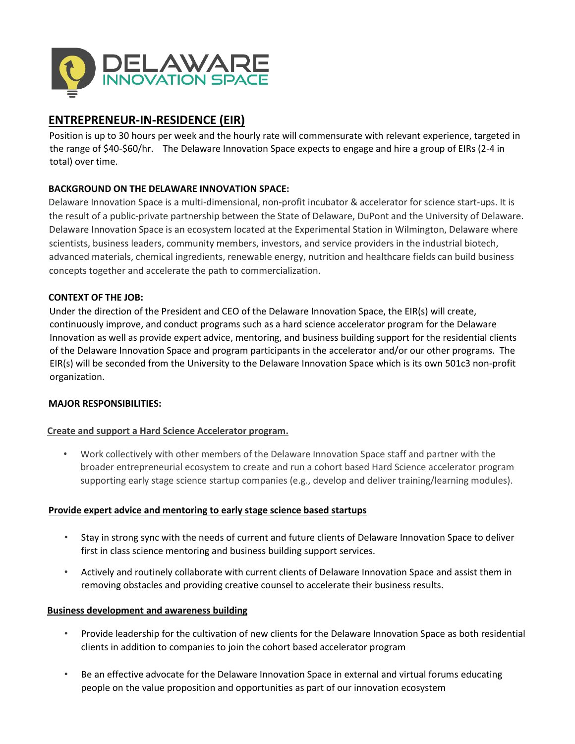DELAWARE INNOVATION SPACE

# ENTREPRENEUR-IN-RESIDENCE (EIR)

Position is up to 30 hours per week and the hourly rate will commensurate with relevant experience, targeted in the range of $40-$60/hr. The Delaware Innovation Space expects to engage and hire a group of EIRs (2-4 in total) over time.

## BACKGROUND ON THE DELAWARE INNOVATION SPACE:

Delaware Innovation Space is a multi-dimensional, non-profit incubator & accelerator for science start-ups. It is the result of a public-private partnership between the State of Delaware, DuPont and the University of Delaware. Delaware Innovation Space is an ecosystem located at the Experimental Station in Wilmington, Delaware where scientists, business leaders, community members, investors, and service providers in the industrial biotech, advanced materials, chemical ingredients, renewable energy, nutrition and healthcare fields can build business concepts together and accelerate the path to commercialization.

## CONTEXT OF THE JOB:

Under the direction of the President and CEO of the Delaware Innovation Space, the EIR(s) will create, continuously improve, and conduct programs such as a hard science accelerator program for the Delaware Innovation as well as provide expert advice, mentoring, and business building support for the residential clients of the Delaware Innovation Space and program participants in the accelerator and/or our other programs. The EIR(s) will be seconded from the University to the Delaware Innovation Space which is its own 501c3 non-profit organization.

## MAJOR RESPONSIBILITIES:

### Create and support a Hard Science Accelerator program.

- Work collectively with other members of the Delaware Innovation Space staff and partner with the broader entrepreneurial ecosystem to create and run a cohort based Hard Science accelerator program supporting early stage science startup companies (e.g., develop and deliver training/learning modules).

### Provide expert advice and mentoring to early stage science based startups

- Stay in strong sync with the needs of current and future clients of Delaware Innovation Space to deliver first in class science mentoring and business building support services.
- Actively and routinely collaborate with current clients of Delaware Innovation Space and assist them in removing obstacles and providing creative counsel to accelerate their business results.

### Business development and awareness building

- Provide leadership for the cultivation of new clients for the Delaware Innovation Space as both residential clients in addition to companies to join the cohort based accelerator program
- Be an effective advocate for the Delaware Innovation Space in external and virtual forums educating people on the value proposition and opportunities as part of our innovation ecosystem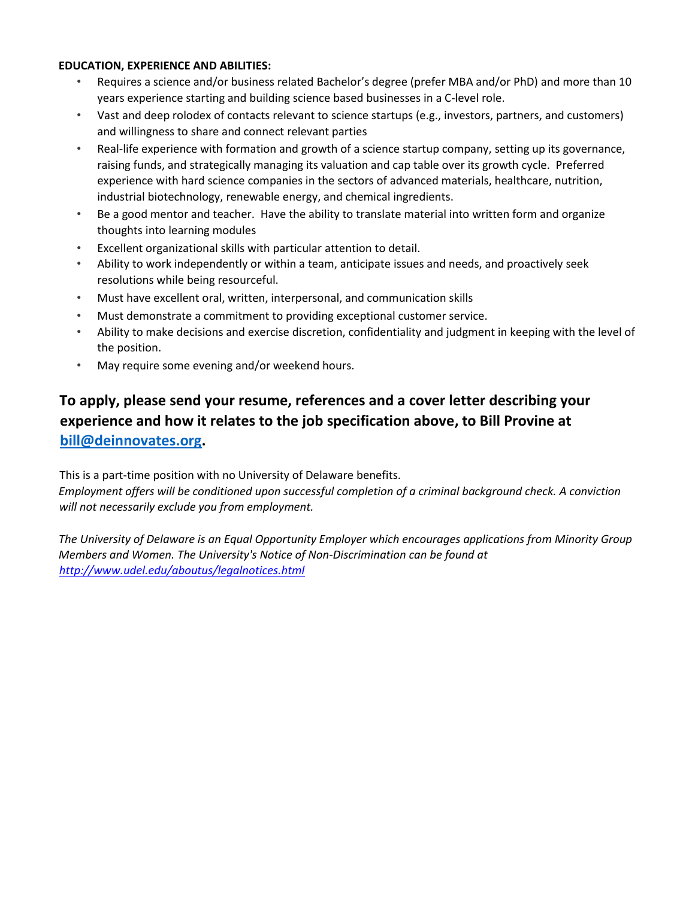**EDUCATION, EXPERIENCE AND ABILITIES:**

- Requires a science and/or business related Bachelor's degree (prefer MBA and/or PhD) and more than 10 years experience starting and building science based businesses in a C-level role.
- Vast and deep rolodex of contacts relevant to science startups (e.g., investors, partners, and customers) and willingness to share and connect relevant parties
- Real-life experience with formation and growth of a science startup company, setting up its governance, raising funds, and strategically managing its valuation and cap table over its growth cycle. Preferred experience with hard science companies in the sectors of advanced materials, healthcare, nutrition, industrial biotechnology, renewable energy, and chemical ingredients.
- Be a good mentor and teacher. Have the ability to translate material into written form and organize thoughts into learning modules
- Excellent organizational skills with particular attention to detail.
- Ability to work independently or within a team, anticipate issues and needs, and proactively seek resolutions while being resourceful.
- Must have excellent oral, written, interpersonal, and communication skills
- Must demonstrate a commitment to providing exceptional customer service.
- Ability to make decisions and exercise discretion, confidentiality and judgment in keeping with the level of the position.
- May require some evening and/or weekend hours.

## To apply, please send your resume, references and a cover letter describing your experience and how it relates to the job specification above, to Bill Provine at [bill@deinnovates.org](mailto:bill@deinnovates.org).

This is a part-time position with no University of Delaware benefits.
*Employment offers will be conditioned upon successful completion of a criminal background check. A conviction will not necessarily exclude you from employment.*

*The University of Delaware is an Equal Opportunity Employer which encourages applications from Minority Group Members and Women. The University's Notice of Non-Discrimination can be found at [http://www.udel.edu/aboutus/legalnotices.html](http://www.udel.edu/aboutus/legalnotices.html)*